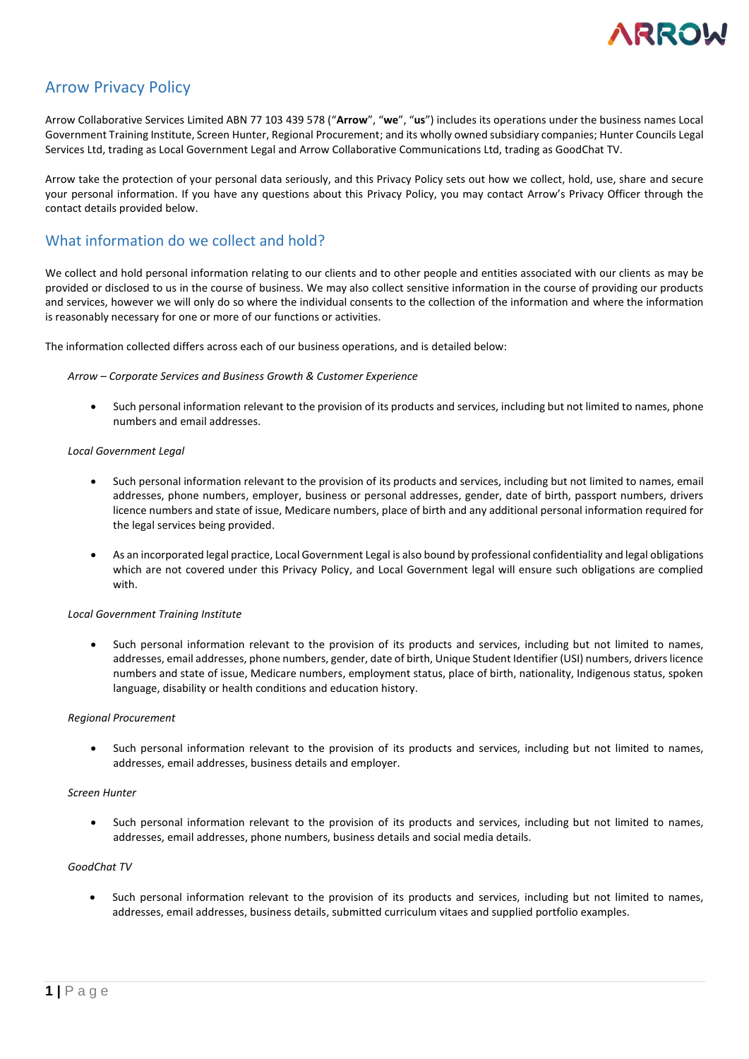# Arrow Privacy Policy

Arrow Collaborative Services Limited ABN 77 103 439 578 ("**Arrow**", "**we**", "**us**") includes its operations under the business names Local Government Training Institute, Screen Hunter, Regional Procurement; and its wholly owned subsidiary companies; Hunter Councils Legal Services Ltd, trading as Local Government Legal and Arrow Collaborative Communications Ltd, trading as GoodChat TV.

Arrow take the protection of your personal data seriously, and this Privacy Policy sets out how we collect, hold, use, share and secure your personal information. If you have any questions about this Privacy Policy, you may contact Arrow's Privacy Officer through the contact details provided below.

## What information do we collect and hold?

We collect and hold personal information relating to our clients and to other people and entities associated with our clients as may be provided or disclosed to us in the course of business. We may also collect sensitive information in the course of providing our products and services, however we will only do so where the individual consents to the collection of the information and where the information is reasonably necessary for one or more of our functions or activities.

The information collected differs across each of our business operations, and is detailed below:

*Arrow – Corporate Services and Business Growth & Customer Experience*

- Such personal information relevant to the provision of its products and services, including but not limited to names, phone numbers and email addresses.

*Local Government Legal*

- Such personal information relevant to the provision of its products and services, including but not limited to names, email addresses, phone numbers, employer, business or personal addresses, gender, date of birth, passport numbers, drivers licence numbers and state of issue, Medicare numbers, place of birth and any additional personal information required for the legal services being provided.
- As an incorporated legal practice, Local Government Legal is also bound by professional confidentiality and legal obligations which are not covered under this Privacy Policy, and Local Government legal will ensure such obligations are complied with.

*Local Government Training Institute*

- Such personal information relevant to the provision of its products and services, including but not limited to names, addresses, email addresses, phone numbers, gender, date of birth, Unique Student Identifier (USI) numbers, drivers licence numbers and state of issue, Medicare numbers, employment status, place of birth, nationality, Indigenous status, spoken language, disability or health conditions and education history.

*Regional Procurement*

- Such personal information relevant to the provision of its products and services, including but not limited to names, addresses, email addresses, business details and employer.

*Screen Hunter*

- Such personal information relevant to the provision of its products and services, including but not limited to names, addresses, email addresses, phone numbers, business details and social media details.

*GoodChat TV*

- Such personal information relevant to the provision of its products and services, including but not limited to names, addresses, email addresses, business details, submitted curriculum vitaes and supplied portfolio examples.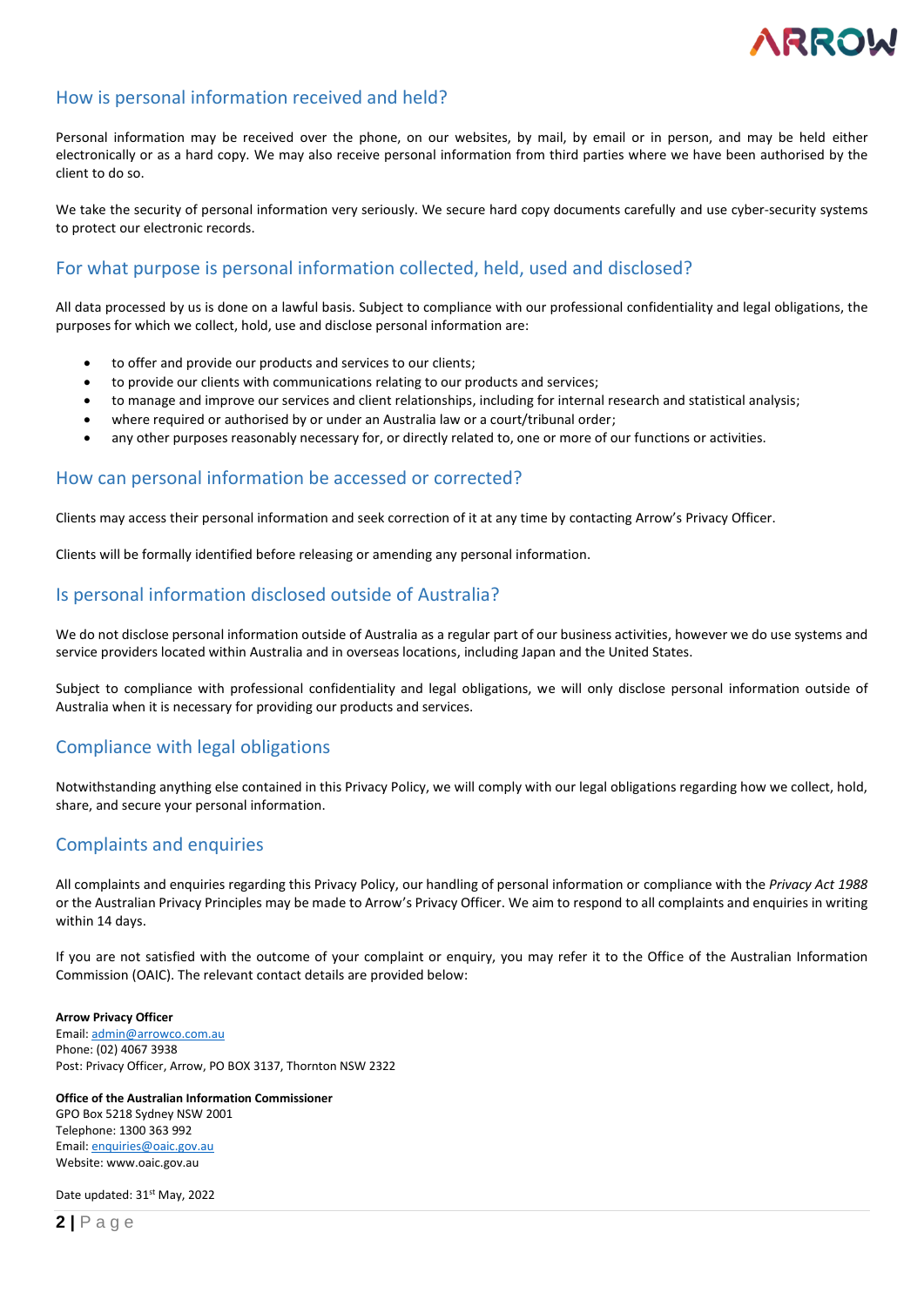## How is personal information received and held?

Personal information may be received over the phone, on our websites, by mail, by email or in person, and may be held either electronically or as a hard copy. We may also receive personal information from third parties where we have been authorised by the client to do so.

We take the security of personal information very seriously. We secure hard copy documents carefully and use cyber-security systems to protect our electronic records.

## For what purpose is personal information collected, held, used and disclosed?

All data processed by us is done on a lawful basis. Subject to compliance with our professional confidentiality and legal obligations, the purposes for which we collect, hold, use and disclose personal information are:

- to offer and provide our products and services to our clients;
- to provide our clients with communications relating to our products and services;
- to manage and improve our services and client relationships, including for internal research and statistical analysis;
- where required or authorised by or under an Australia law or a court/tribunal order;
- any other purposes reasonably necessary for, or directly related to, one or more of our functions or activities.

## How can personal information be accessed or corrected?

Clients may access their personal information and seek correction of it at any time by contacting Arrow's Privacy Officer.

Clients will be formally identified before releasing or amending any personal information.

## Is personal information disclosed outside of Australia?

We do not disclose personal information outside of Australia as a regular part of our business activities, however we do use systems and service providers located within Australia and in overseas locations, including Japan and the United States.

Subject to compliance with professional confidentiality and legal obligations, we will only disclose personal information outside of Australia when it is necessary for providing our products and services.

## Compliance with legal obligations

Notwithstanding anything else contained in this Privacy Policy, we will comply with our legal obligations regarding how we collect, hold, share, and secure your personal information.

## Complaints and enquiries

All complaints and enquiries regarding this Privacy Policy, our handling of personal information or compliance with the *Privacy Act 1988* or the Australian Privacy Principles may be made to Arrow's Privacy Officer. We aim to respond to all complaints and enquiries in writing within 14 days.

If you are not satisfied with the outcome of your complaint or enquiry, you may refer it to the Office of the Australian Information Commission (OAIC). The relevant contact details are provided below:

**Arrow Privacy Officer**
Email: admin@arrowco.com.au
Phone: (02) 4067 3938
Post: Privacy Officer, Arrow, PO BOX 3137, Thornton NSW 2322

**Office of the Australian Information Commissioner**
GPO Box 5218 Sydney NSW 2001
Telephone: 1300 363 992
Email: enquiries@oaic.gov.au
Website: www.oaic.gov.au

Date updated: 31st May, 2022